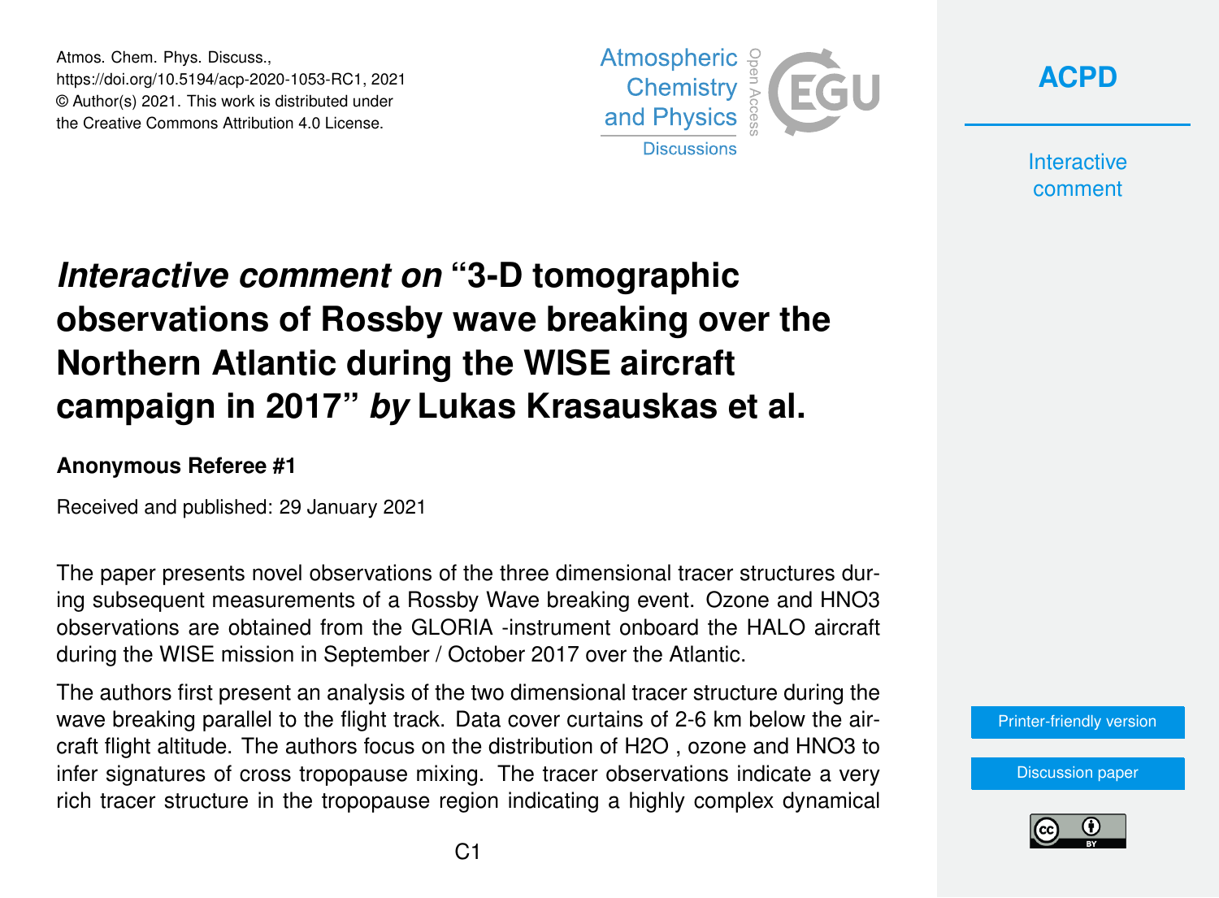Atmos. Chem. Phys. Discuss.,
https://doi.org/10.5194/acp-2020-1053-RC1, 2021
© Author(s) 2021. This work is distributed under
the Creative Commons Attribution 4.0 License.

# *Interactive comment on* "3-D tomographic observations of Rossby wave breaking over the Northern Atlantic during the WISE aircraft campaign in 2017" *by* Lukas Krasauskas et al.

**Anonymous Referee #1**

Received and published: 29 January 2021

The paper presents novel observations of the three dimensional tracer structures during subsequent measurements of a Rossby Wave breaking event. Ozone and HNO3 observations are obtained from the GLORIA -instrument onboard the HALO aircraft during the WISE mission in September / October 2017 over the Atlantic.

The authors first present an analysis of the two dimensional tracer structure during the wave breaking parallel to the flight track. Data cover curtains of 2-6 km below the aircraft flight altitude. The authors focus on the distribution of H2O , ozone and HNO3 to infer signatures of cross tropopause mixing. The tracer observations indicate a very rich tracer structure in the tropopause region indicating a highly complex dynamical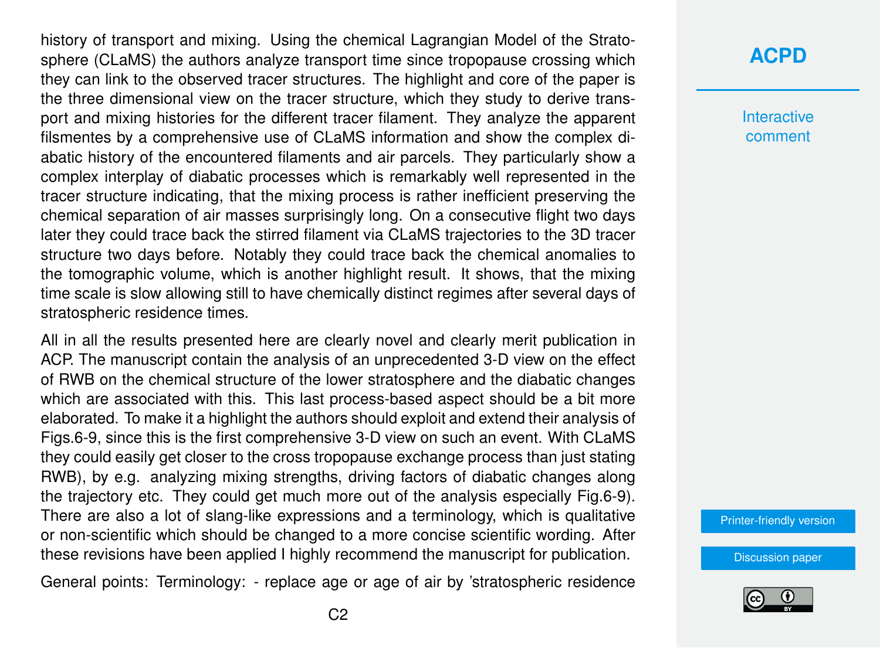history of transport and mixing. Using the chemical Lagrangian Model of the Stratosphere (CLaMS) the authors analyze transport time since tropopause crossing which they can link to the observed tracer structures. The highlight and core of the paper is the three dimensional view on the tracer structure, which they study to derive transport and mixing histories for the different tracer filament. They analyze the apparent filsmentes by a comprehensive use of CLaMS information and show the complex diabatic history of the encountered filaments and air parcels. They particularly show a complex interplay of diabatic processes which is remarkably well represented in the tracer structure indicating, that the mixing process is rather inefficient preserving the chemical separation of air masses surprisingly long. On a consecutive flight two days later they could trace back the stirred filament via CLaMS trajectories to the 3D tracer structure two days before. Notably they could trace back the chemical anomalies to the tomographic volume, which is another highlight result. It shows, that the mixing time scale is slow allowing still to have chemically distinct regimes after several days of stratospheric residence times.

All in all the results presented here are clearly novel and clearly merit publication in ACP. The manuscript contain the analysis of an unprecedented 3-D view on the effect of RWB on the chemical structure of the lower stratosphere and the diabatic changes which are associated with this. This last process-based aspect should be a bit more elaborated. To make it a highlight the authors should exploit and extend their analysis of Figs.6-9, since this is the first comprehensive 3-D view on such an event. With CLaMS they could easily get closer to the cross tropopause exchange process than just stating RWB), by e.g. analyzing mixing strengths, driving factors of diabatic changes along the trajectory etc. They could get much more out of the analysis especially Fig.6-9). There are also a lot of slang-like expressions and a terminology, which is qualitative or non-scientific which should be changed to a more concise scientific wording. After these revisions have been applied I highly recommend the manuscript for publication.

General points: Terminology: - replace age or age of air by 'stratospheric residence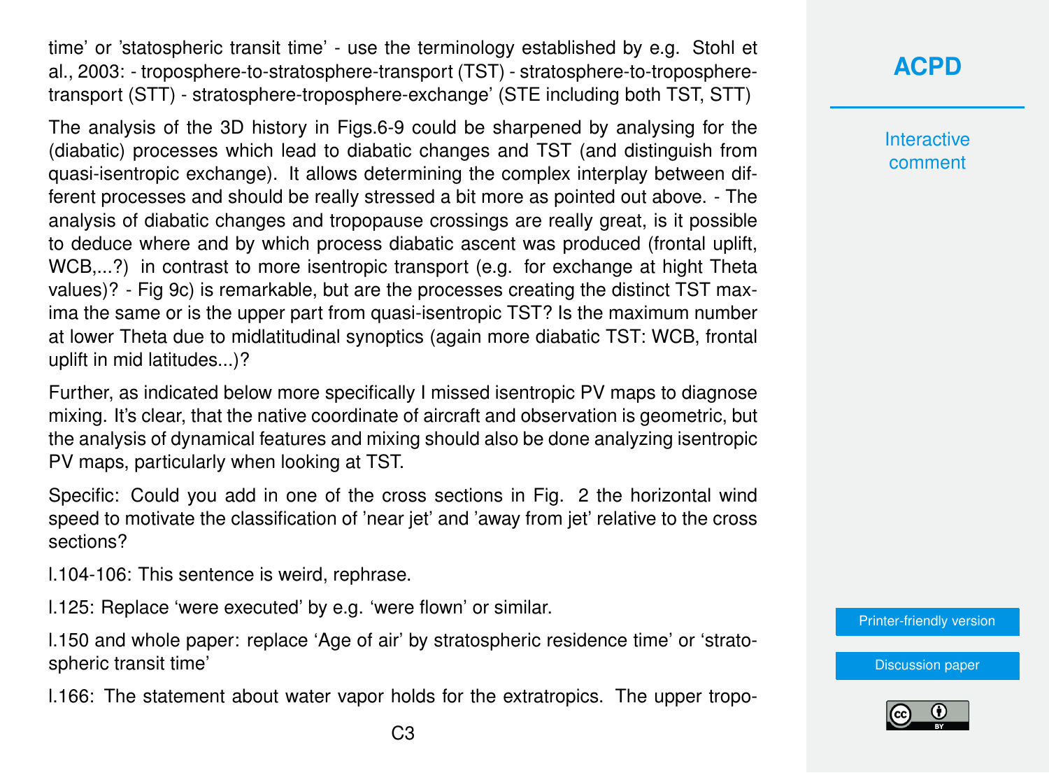time' or 'statospheric transit time' - use the terminology established by e.g. Stohl et al., 2003: - troposphere-to-stratosphere-transport (TST) - stratosphere-to-troposphere-transport (STT) - stratosphere-troposphere-exchange' (STE including both TST, STT)

The analysis of the 3D history in Figs.6-9 could be sharpened by analysing for the (diabatic) processes which lead to diabatic changes and TST (and distinguish from quasi-isentropic exchange). It allows determining the complex interplay between different processes and should be really stressed a bit more as pointed out above. - The analysis of diabatic changes and tropopause crossings are really great, is it possible to deduce where and by which process diabatic ascent was produced (frontal uplift, WCB,...?) in contrast to more isentropic transport (e.g. for exchange at hight Theta values)? - Fig 9c) is remarkable, but are the processes creating the distinct TST maxima the same or is the upper part from quasi-isentropic TST? Is the maximum number at lower Theta due to midlatitudinal synoptics (again more diabatic TST: WCB, frontal uplift in mid latitudes...)?

Further, as indicated below more specifically I missed isentropic PV maps to diagnose mixing. It's clear, that the native coordinate of aircraft and observation is geometric, but the analysis of dynamical features and mixing should also be done analyzing isentropic PV maps, particularly when looking at TST.

Specific: Could you add in one of the cross sections in Fig. 2 the horizontal wind speed to motivate the classification of 'near jet' and 'away from jet' relative to the cross sections?

l.104-106: This sentence is weird, rephrase.

l.125: Replace 'were executed' by e.g. 'were flown' or similar.

l.150 and whole paper: replace 'Age of air' by stratospheric residence time' or 'stratospheric transit time'

l.166: The statement about water vapor holds for the extratropics. The upper tropo-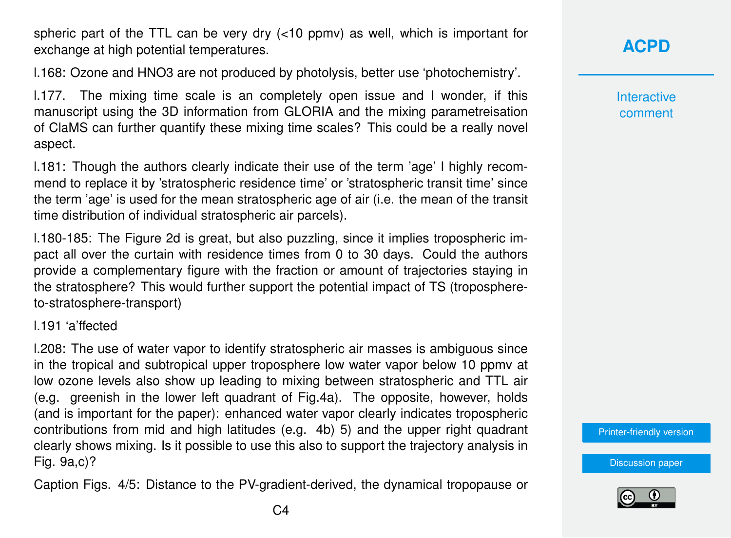spheric part of the TTL can be very dry (<10 ppmv) as well, which is important for exchange at high potential temperatures.

l.168: Ozone and $HNO_3$ are not produced by photolysis, better use 'photochemistry'.

l.177. The mixing time scale is an completely open issue and I wonder, if this manuscript using the 3D information from GLORIA and the mixing parametreisation of ClaMS can further quantify these mixing time scales? This could be a really novel aspect.

l.181: Though the authors clearly indicate their use of the term 'age' I highly recommend to replace it by 'stratospheric residence time' or 'stratospheric transit time' since the term 'age' is used for the mean stratospheric age of air (i.e. the mean of the transit time distribution of individual stratospheric air parcels).

l.180-185: The Figure 2d is great, but also puzzling, since it implies tropospheric impact all over the curtain with residence times from 0 to 30 days. Could the authors provide a complementary figure with the fraction or amount of trajectories staying in the stratosphere? This would further support the potential impact of TS (troposphere-to-stratosphere-transport)

l.191 'a'ffected

l.208: The use of water vapor to identify stratospheric air masses is ambiguous since in the tropical and subtropical upper troposphere low water vapor below 10 ppmv at low ozone levels also show up leading to mixing between stratospheric and TTL air (e.g. greenish in the lower left quadrant of Fig.4a). The opposite, however, holds (and is important for the paper): enhanced water vapor clearly indicates tropospheric contributions from mid and high latitudes (e.g. 4b) 5) and the upper right quadrant clearly shows mixing. Is it possible to use this also to support the trajectory analysis in Fig. 9a,c)?

Caption Figs. 4/5: Distance to the PV-gradient-derived, the dynamical tropopause or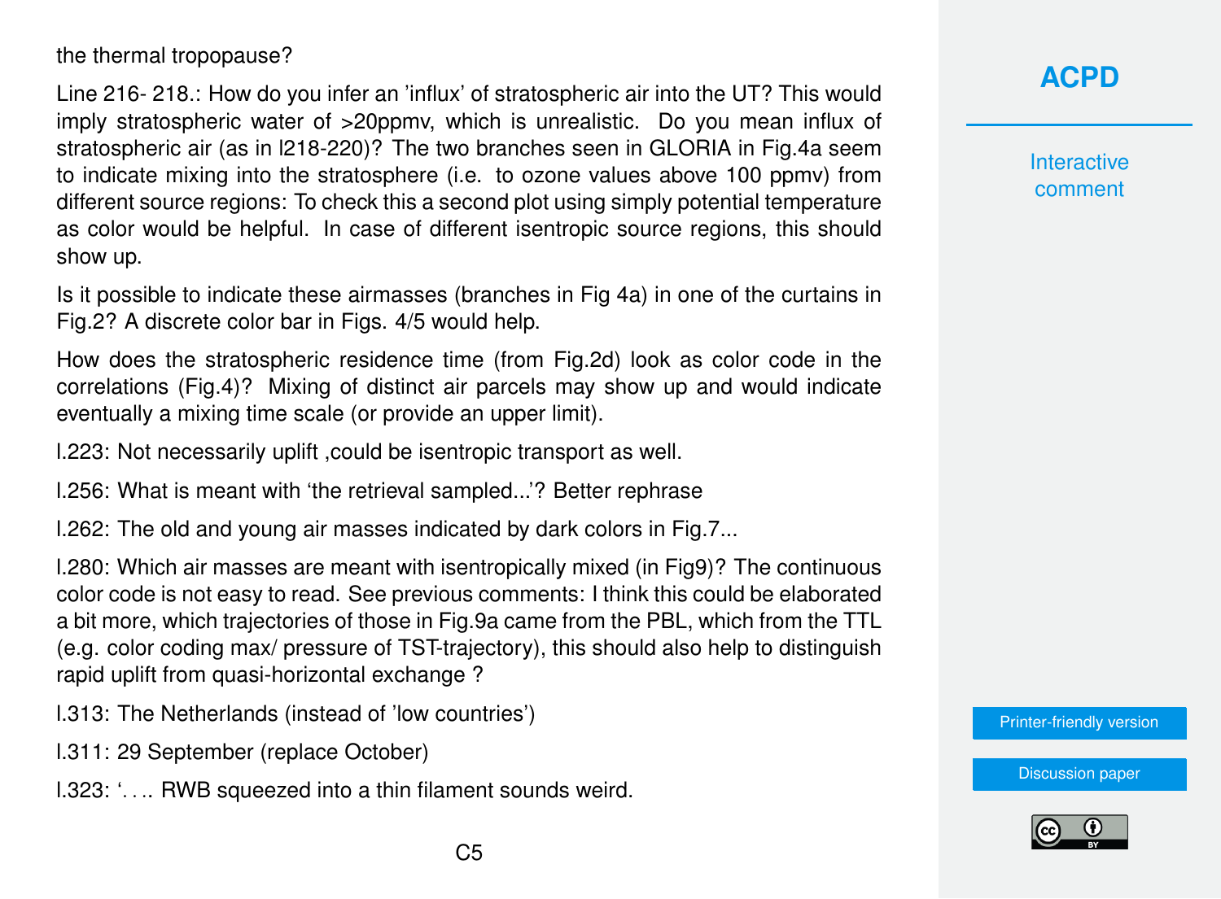the thermal tropopause?

Line 216- 218.: How do you infer an 'influx' of stratospheric air into the UT? This would imply stratospheric water of >20ppmv, which is unrealistic. Do you mean influx of stratospheric air (as in l218-220)? The two branches seen in GLORIA in Fig.4a seem to indicate mixing into the stratosphere (i.e. to ozone values above 100 ppmv) from different source regions: To check this a second plot using simply potential temperature as color would be helpful. In case of different isentropic source regions, this should show up.

Is it possible to indicate these airmasses (branches in Fig 4a) in one of the curtains in Fig.2? A discrete color bar in Figs. 4/5 would help.

How does the stratospheric residence time (from Fig.2d) look as color code in the correlations (Fig.4)? Mixing of distinct air parcels may show up and would indicate eventually a mixing time scale (or provide an upper limit).

l.223: Not necessarily uplift ,could be isentropic transport as well.

l.256: What is meant with 'the retrieval sampled...'? Better rephrase

l.262: The old and young air masses indicated by dark colors in Fig.7...

l.280: Which air masses are meant with isentropically mixed (in Fig9)? The continuous color code is not easy to read. See previous comments: I think this could be elaborated a bit more, which trajectories of those in Fig.9a came from the PBL, which from the TTL (e.g. color coding max/ pressure of TST-trajectory), this should also help to distinguish rapid uplift from quasi-horizontal exchange ?

l.313: The Netherlands (instead of 'low countries')

l.311: 29 September (replace October)

l.323: '. . .. RWB squeezed into a thin filament sounds weird.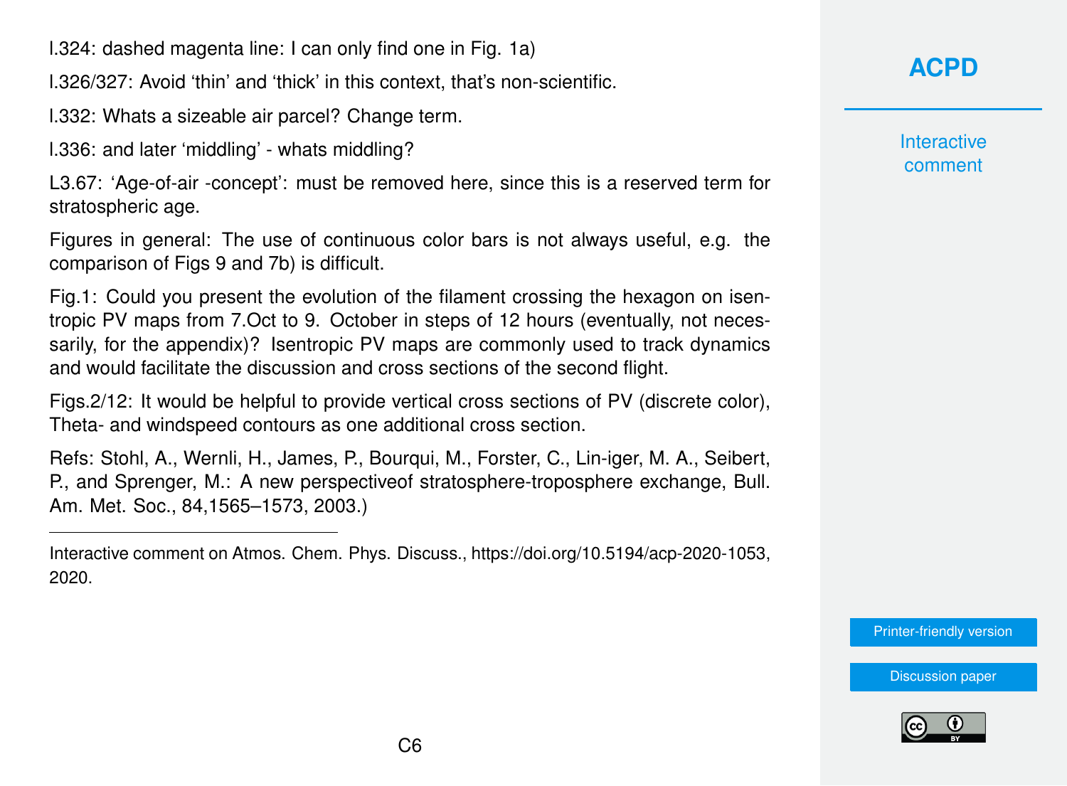l.324: dashed magenta line: I can only find one in Fig. 1a)

l.326/327: Avoid 'thin' and 'thick' in this context, that's non-scientific.

l.332: Whats a sizeable air parcel? Change term.

l.336: and later 'middling' - whats middling?

L3.67: 'Age-of-air -concept': must be removed here, since this is a reserved term for stratospheric age.

Figures in general: The use of continuous color bars is not always useful, e.g. the comparison of Figs 9 and 7b) is difficult.

Fig.1: Could you present the evolution of the filament crossing the hexagon on isentropic PV maps from 7.Oct to 9. October in steps of 12 hours (eventually, not necessarily, for the appendix)? Isentropic PV maps are commonly used to track dynamics and would facilitate the discussion and cross sections of the second flight.

Figs.2/12: It would be helpful to provide vertical cross sections of PV (discrete color), Theta- and windspeed contours as one additional cross section.

Refs: Stohl, A., Wernli, H., James, P., Bourqui, M., Forster, C., Lin-iger, M. A., Seibert, P., and Sprenger, M.: A new perspectiveof stratosphere-troposphere exchange, Bull. Am. Met. Soc., 84,1565–1573, 2003.)

---

Interactive comment on Atmos. Chem. Phys. Discuss., https://doi.org/10.5194/acp-2020-1053, 2020.